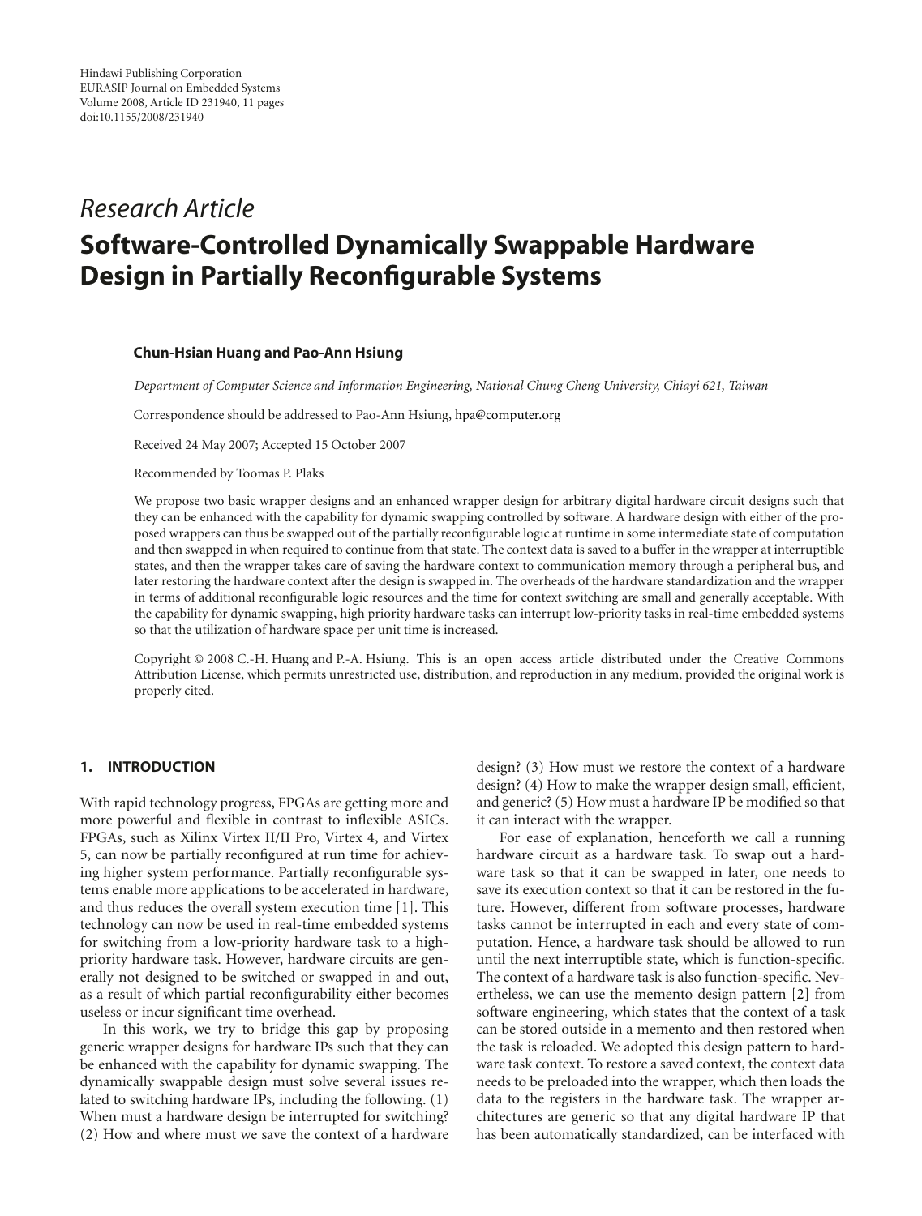Hindawi Publishing Corporation
EURASIP Journal on Embedded Systems
Volume 2008, Article ID 231940, 11 pages
doi:10.1155/2008/231940

*Research Article*

# Software-Controlled Dynamically Swappable Hardware Design in Partially Reconfigurable Systems

**Chun-Hsian Huang and Pao-Ann Hsiung**

*Department of Computer Science and Information Engineering, National Chung Cheng University, Chiayi 621, Taiwan*

Correspondence should be addressed to Pao-Ann Hsiung, hpa@computer.org

Received 24 May 2007; Accepted 15 October 2007

Recommended by Toomas P. Plaks

We propose two basic wrapper designs and an enhanced wrapper design for arbitrary digital hardware circuit designs such that they can be enhanced with the capability for dynamic swapping controlled by software. A hardware design with either of the proposed wrappers can thus be swapped out of the partially reconfigurable logic at runtime in some intermediate state of computation and then swapped in when required to continue from that state. The context data is saved to a buffer in the wrapper at interruptible states, and then the wrapper takes care of saving the hardware context to communication memory through a peripheral bus, and later restoring the hardware context after the design is swapped in. The overheads of the hardware standardization and the wrapper in terms of additional reconfigurable logic resources and the time for context switching are small and generally acceptable. With the capability for dynamic swapping, high priority hardware tasks can interrupt low-priority tasks in real-time embedded systems so that the utilization of hardware space per unit time is increased.

Copyright © 2008 C.-H. Huang and P.-A. Hsiung. This is an open access article distributed under the Creative Commons Attribution License, which permits unrestricted use, distribution, and reproduction in any medium, provided the original work is properly cited.

## 1. INTRODUCTION

With rapid technology progress, FPGAs are getting more and more powerful and flexible in contrast to inflexible ASICs. FPGAs, such as Xilinx Virtex II/II Pro, Virtex 4, and Virtex 5, can now be partially reconfigured at run time for achieving higher system performance. Partially reconfigurable systems enable more applications to be accelerated in hardware, and thus reduces the overall system execution time [1]. This technology can now be used in real-time embedded systems for switching from a low-priority hardware task to a high-priority hardware task. However, hardware circuits are generally not designed to be switched or swapped in and out, as a result of which partial reconfigurability either becomes useless or incur significant time overhead.

In this work, we try to bridge this gap by proposing generic wrapper designs for hardware IPs such that they can be enhanced with the capability for dynamic swapping. The dynamically swappable design must solve several issues related to switching hardware IPs, including the following. (1) When must a hardware design be interrupted for switching? (2) How and where must we save the context of a hardware design? (3) How must we restore the context of a hardware design? (4) How to make the wrapper design small, efficient, and generic? (5) How must a hardware IP be modified so that it can interact with the wrapper.

For ease of explanation, henceforth we call a running hardware circuit as a hardware task. To swap out a hardware task so that it can be swapped in later, one needs to save its execution context so that it can be restored in the future. However, different from software processes, hardware tasks cannot be interrupted in each and every state of computation. Hence, a hardware task should be allowed to run until the next interruptible state, which is function-specific. The context of a hardware task is also function-specific. Nevertheless, we can use the memento design pattern [2] from software engineering, which states that the context of a task can be stored outside in a memento and then restored when the task is reloaded. We adopted this design pattern to hardware task context. To restore a saved context, the context data needs to be preloaded into the wrapper, which then loads the data to the registers in the hardware task. The wrapper architectures are generic so that any digital hardware IP that has been automatically standardized, can be interfaced with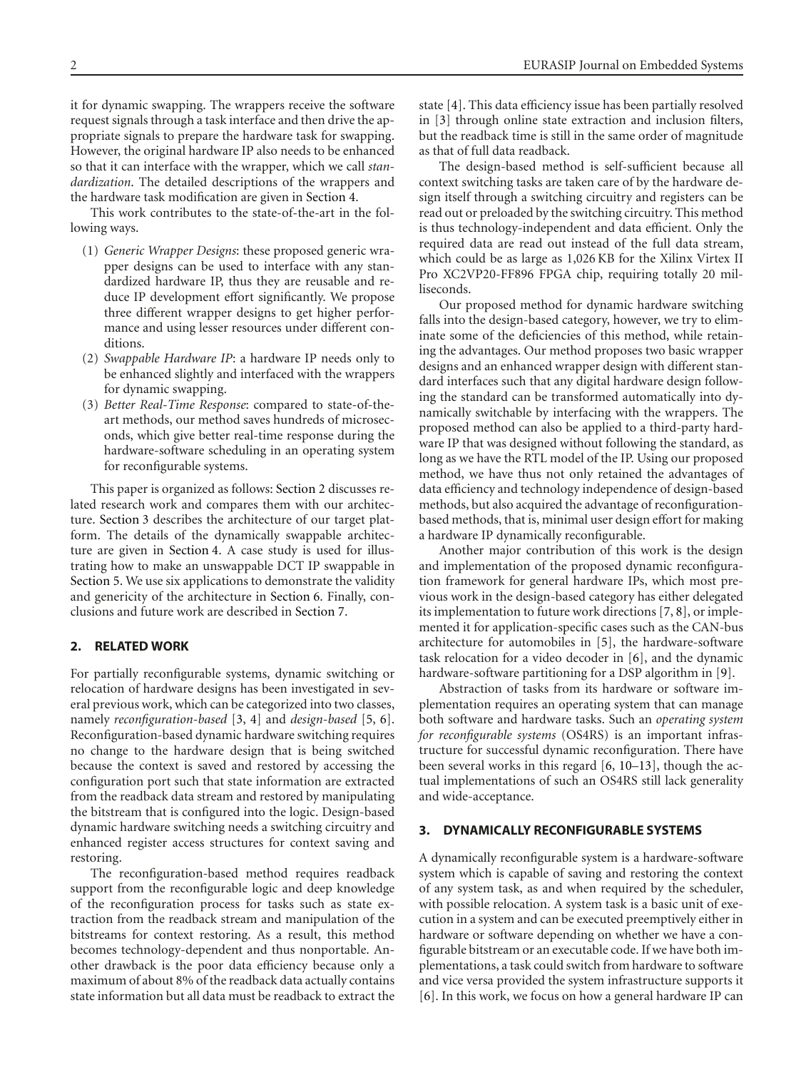it for dynamic swapping. The wrappers receive the software request signals through a task interface and then drive the appropriate signals to prepare the hardware task for swapping. However, the original hardware IP also needs to be enhanced so that it can interface with the wrapper, which we call *standardization*. The detailed descriptions of the wrappers and the hardware task modification are given in Section 4.

This work contributes to the state-of-the-art in the following ways.

(1) *Generic Wrapper Designs*: these proposed generic wrapper designs can be used to interface with any standardized hardware IP, thus they are reusable and reduce IP development effort significantly. We propose three different wrapper designs to get higher performance and using lesser resources under different conditions.

(2) *Swappable Hardware IP*: a hardware IP needs only to be enhanced slightly and interfaced with the wrappers for dynamic swapping.

(3) *Better Real-Time Response*: compared to state-of-the-art methods, our method saves hundreds of microseconds, which give better real-time response during the hardware-software scheduling in an operating system for reconfigurable systems.

This paper is organized as follows: Section 2 discusses related research work and compares them with our architecture. Section 3 describes the architecture of our target platform. The details of the dynamically swappable architecture are given in Section 4. A case study is used for illustrating how to make an unswappable DCT IP swappable in Section 5. We use six applications to demonstrate the validity and genericity of the architecture in Section 6. Finally, conclusions and future work are described in Section 7.

## 2. RELATED WORK

For partially reconfigurable systems, dynamic switching or relocation of hardware designs has been investigated in several previous work, which can be categorized into two classes, namely *reconfiguration-based* [3, 4] and *design-based* [5, 6]. Reconfiguration-based dynamic hardware switching requires no change to the hardware design that is being switched because the context is saved and restored by accessing the configuration port such that state information are extracted from the readback data stream and restored by manipulating the bitstream that is configured into the logic. Design-based dynamic hardware switching needs a switching circuitry and enhanced register access structures for context saving and restoring.

The reconfiguration-based method requires readback support from the reconfigurable logic and deep knowledge of the reconfiguration process for tasks such as state extraction from the readback stream and manipulation of the bitstreams for context restoring. As a result, this method becomes technology-dependent and thus nonportable. Another drawback is the poor data efficiency because only a maximum of about 8% of the readback data actually contains state information but all data must be readback to extract the state [4]. This data efficiency issue has been partially resolved in [3] through online state extraction and inclusion filters, but the readback time is still in the same order of magnitude as that of full data readback.

The design-based method is self-sufficient because all context switching tasks are taken care of by the hardware design itself through a switching circuitry and registers can be read out or preloaded by the switching circuitry. This method is thus technology-independent and data efficient. Only the required data are read out instead of the full data stream, which could be as large as 1,026 KB for the Xilinx Virtex II Pro XC2VP20-FF896 FPGA chip, requiring totally 20 milliseconds.

Our proposed method for dynamic hardware switching falls into the design-based category, however, we try to eliminate some of the deficiencies of this method, while retaining the advantages. Our method proposes two basic wrapper designs and an enhanced wrapper design with different standard interfaces such that any digital hardware design following the standard can be transformed automatically into dynamically switchable by interfacing with the wrappers. The proposed method can also be applied to a third-party hardware IP that was designed without following the standard, as long as we have the RTL model of the IP. Using our proposed method, we have thus not only retained the advantages of data efficiency and technology independence of design-based methods, but also acquired the advantage of reconfiguration-based methods, that is, minimal user design effort for making a hardware IP dynamically reconfigurable.

Another major contribution of this work is the design and implementation of the proposed dynamic reconfiguration framework for general hardware IPs, which most previous work in the design-based category has either delegated its implementation to future work directions [7, 8], or implemented it for application-specific cases such as the CAN-bus architecture for automobiles in [5], the hardware-software task relocation for a video decoder in [6], and the dynamic hardware-software partitioning for a DSP algorithm in [9].

Abstraction of tasks from its hardware or software implementation requires an operating system that can manage both software and hardware tasks. Such an *operating system for reconfigurable systems* (OS4RS) is an important infrastructure for successful dynamic reconfiguration. There have been several works in this regard [6, 10–13], though the actual implementations of such an OS4RS still lack generality and wide-acceptance.

## 3. DYNAMICALLY RECONFIGURABLE SYSTEMS

A dynamically reconfigurable system is a hardware-software system which is capable of saving and restoring the context of any system task, as and when required by the scheduler, with possible relocation. A system task is a basic unit of execution in a system and can be executed preemptively either in hardware or software depending on whether we have a configurable bitstream or an executable code. If we have both implementations, a task could switch from hardware to software and vice versa provided the system infrastructure supports it [6]. In this work, we focus on how a general hardware IP can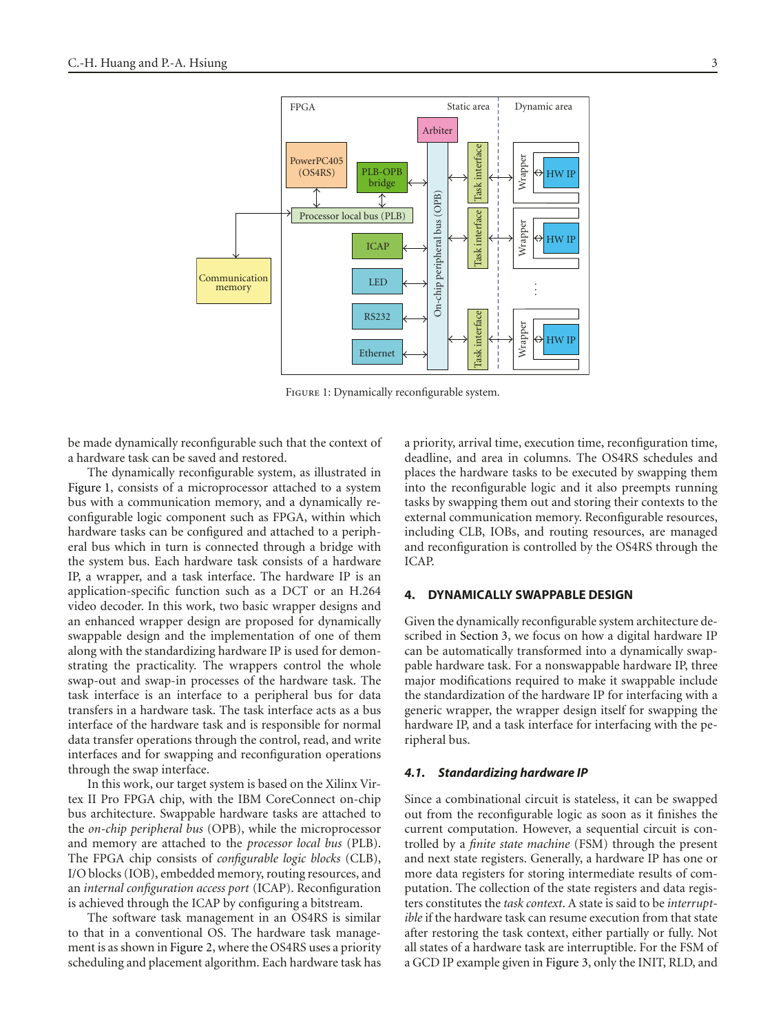FPGA

Static area

Dynamic area

Arbiter

PowerPC405 (OS4RS)

PLB-OPB bridge

Processor local bus (PLB)

Communication memory

ICAP

LED

RS232

Ethernet

On-chip peripheral bus (OPB)

Task interface

Task interface

Task interface

Wrapper

Wrapper

Wrapper

HW IP

HW IP

HW IP

Figure 1: Dynamically reconfigurable system.

be made dynamically reconfigurable such that the context of a hardware task can be saved and restored.

The dynamically reconfigurable system, as illustrated in Figure 1, consists of a microprocessor attached to a system bus with a communication memory, and a dynamically reconfigurable logic component such as FPGA, within which hardware tasks can be configured and attached to a peripheral bus which in turn is connected through a bridge with the system bus. Each hardware task consists of a hardware IP, a wrapper, and a task interface. The hardware IP is an application-specific function such as a DCT or an H.264 video decoder. In this work, two basic wrapper designs and an enhanced wrapper design are proposed for dynamically swappable design and the implementation of one of them along with the standardizing hardware IP is used for demonstrating the practicality. The wrappers control the whole swap-out and swap-in processes of the hardware task. The task interface is an interface to a peripheral bus for data transfers in a hardware task. The task interface acts as a bus interface of the hardware task and is responsible for normal data transfer operations through the control, read, and write interfaces and for swapping and reconfiguration operations through the swap interface.

In this work, our target system is based on the Xilinx Virtex II Pro FPGA chip, with the IBM CoreConnect on-chip bus architecture. Swappable hardware tasks are attached to the *on-chip peripheral bus* (OPB), while the microprocessor and memory are attached to the *processor local bus* (PLB). The FPGA chip consists of *configurable logic blocks* (CLB), I/O blocks (IOB), embedded memory, routing resources, and an *internal configuration access port* (ICAP). Reconfiguration is achieved through the ICAP by configuring a bitstream.

The software task management in an OS4RS is similar to that in a conventional OS. The hardware task management is as shown in Figure 2, where the OS4RS uses a priority scheduling and placement algorithm. Each hardware task has a priority, arrival time, execution time, reconfiguration time, deadline, and area in columns. The OS4RS schedules and places the hardware tasks to be executed by swapping them into the reconfigurable logic and it also preempts running tasks by swapping them out and storing their contexts to the external communication memory. Reconfigurable resources, including CLB, IOBs, and routing resources, are managed and reconfiguration is controlled by the OS4RS through the ICAP.

## 4. DYNAMICALLY SWAPPABLE DESIGN

Given the dynamically reconfigurable system architecture described in Section 3, we focus on how a digital hardware IP can be automatically transformed into a dynamically swappable hardware task. For a nonswappable hardware IP, three major modifications required to make it swappable include the standardization of the hardware IP for interfacing with a generic wrapper, the wrapper design itself for swapping the hardware IP, and a task interface for interfacing with the peripheral bus.

### *4.1. Standardizing hardware IP*

Since a combinational circuit is stateless, it can be swapped out from the reconfigurable logic as soon as it finishes the current computation. However, a sequential circuit is controlled by a *finite state machine* (FSM) through the present and next state registers. Generally, a hardware IP has one or more data registers for storing intermediate results of computation. The collection of the state registers and data registers constitutes the *task context*. A state is said to be *interruptible* if the hardware task can resume execution from that state after restoring the task context, either partially or fully. Not all states of a hardware task are interruptible. For the FSM of a GCD IP example given in Figure 3, only the INIT, RLD, and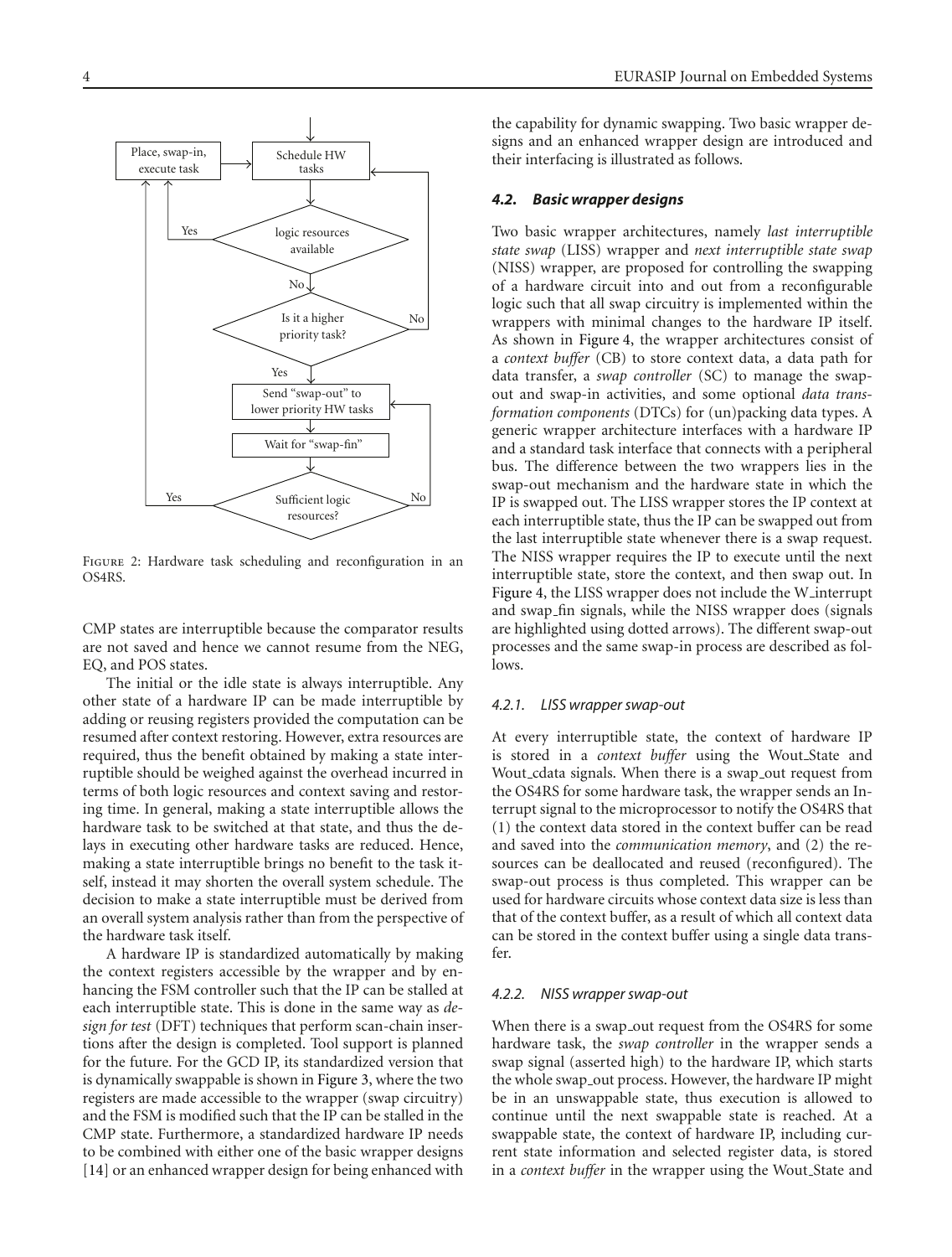Place, swap-in, execute task

Schedule HW tasks

logic resources available

Yes

No

Is it a higher priority task?

No

Yes

Send "swap-out" to lower priority HW tasks

Wait for "swap-fin"

Sufficient logic resources?

Yes

No

Figure 2: Hardware task scheduling and reconfiguration in an OS4RS.

CMP states are interruptible because the comparator results are not saved and hence we cannot resume from the NEG, EQ, and POS states.

The initial or the idle state is always interruptible. Any other state of a hardware IP can be made interruptible by adding or reusing registers provided the computation can be resumed after context restoring. However, extra resources are required, thus the benefit obtained by making a state interruptible should be weighed against the overhead incurred in terms of both logic resources and context saving and restoring time. In general, making a state interruptible allows the hardware task to be switched at that state, and thus the delays in executing other hardware tasks are reduced. Hence, making a state interruptible brings no benefit to the task itself, instead it may shorten the overall system schedule. The decision to make a state interruptible must be derived from an overall system analysis rather than from the perspective of the hardware task itself.

A hardware IP is standardized automatically by making the context registers accessible by the wrapper and by enhancing the FSM controller such that the IP can be stalled at each interruptible state. This is done in the same way as *design for test* (DFT) techniques that perform scan-chain insertions after the design is completed. Tool support is planned for the future. For the GCD IP, its standardized version that is dynamically swappable is shown in Figure 3, where the two registers are made accessible to the wrapper (swap circuitry) and the FSM is modified such that the IP can be stalled in the CMP state. Furthermore, a standardized hardware IP needs to be combined with either one of the basic wrapper designs [14] or an enhanced wrapper design for being enhanced with the capability for dynamic swapping. Two basic wrapper designs and an enhanced wrapper design are introduced and their interfacing is illustrated as follows.

### 4.2. Basic wrapper designs

Two basic wrapper architectures, namely *last interruptible state swap* (LISS) wrapper and *next interruptible state swap* (NISS) wrapper, are proposed for controlling the swapping of a hardware circuit into and out from a reconfigurable logic such that all swap circuitry is implemented within the wrappers with minimal changes to the hardware IP itself. As shown in Figure 4, the wrapper architectures consist of a *context buffer* (CB) to store context data, a data path for data transfer, a *swap controller* (SC) to manage the swap-out and swap-in activities, and some optional *data transformation components* (DTCs) for (un)packing data types. A generic wrapper architecture interfaces with a hardware IP and a standard task interface that connects with a peripheral bus. The difference between the two wrappers lies in the swap-out mechanism and the hardware state in which the IP is swapped out. The LISS wrapper stores the IP context at each interruptible state, thus the IP can be swapped out from the last interruptible state whenever there is a swap request. The NISS wrapper requires the IP to execute until the next interruptible state, store the context, and then swap out. In Figure 4, the LISS wrapper does not include the W_interrupt and swap_fin signals, while the NISS wrapper does (signals are highlighted using dotted arrows). The different swap-out processes and the same swap-in process are described as follows.

#### 4.2.1. LISS wrapper swap-out

At every interruptible state, the context of hardware IP is stored in a *context buffer* using the Wout_State and Wout_cdata signals. When there is a swap_out request from the OS4RS for some hardware task, the wrapper sends an Interrupt signal to the microprocessor to notify the OS4RS that (1) the context data stored in the context buffer can be read and saved into the *communication memory*, and (2) the resources can be deallocated and reused (reconfigured). The swap-out process is thus completed. This wrapper can be used for hardware circuits whose context data size is less than that of the context buffer, as a result of which all context data can be stored in the context buffer using a single data transfer.

#### 4.2.2. NISS wrapper swap-out

When there is a swap_out request from the OS4RS for some hardware task, the *swap controller* in the wrapper sends a swap signal (asserted high) to the hardware IP, which starts the whole swap_out process. However, the hardware IP might be in an unswappable state, thus execution is allowed to continue until the next swappable state is reached. At a swappable state, the context of hardware IP, including current state information and selected register data, is stored in a *context buffer* in the wrapper using the Wout_State and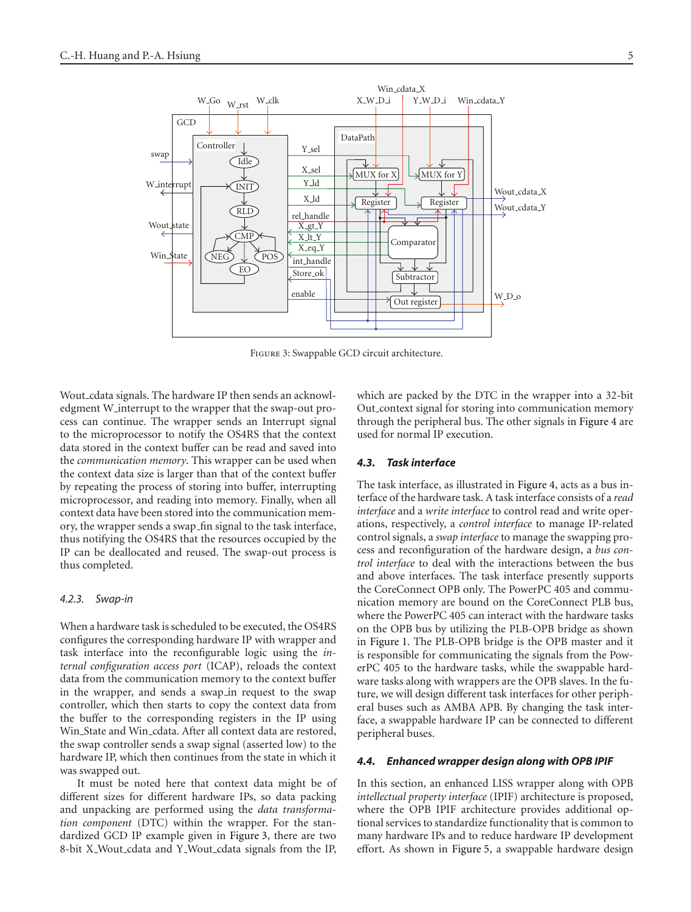FIGURE 3: Swappable GCD circuit architecture.

Wout_cdata signals. The hardware IP then sends an acknowledgment W_interrupt to the wrapper that the swap-out process can continue. The wrapper sends an Interrupt signal to the microprocessor to notify the OS4RS that the context data stored in the context buffer can be read and saved into the *communication memory*. This wrapper can be used when the context data size is larger than that of the context buffer by repeating the process of storing into buffer, interrupting microprocessor, and reading into memory. Finally, when all context data have been stored into the communication memory, the wrapper sends a swap_fin signal to the task interface, thus notifying the OS4RS that the resources occupied by the IP can be deallocated and reused. The swap-out process is thus completed.

#### *4.2.3. Swap-in*

When a hardware task is scheduled to be executed, the OS4RS configures the corresponding hardware IP with wrapper and task interface into the reconfigurable logic using the *internal configuration access port* (ICAP), reloads the context data from the communication memory to the context buffer in the wrapper, and sends a swap_in request to the swap controller, which then starts to copy the context data from the buffer to the corresponding registers in the IP using Win_State and Win_cdata. After all context data are restored, the swap controller sends a swap signal (asserted low) to the hardware IP, which then continues from the state in which it was swapped out.

It must be noted here that context data might be of different sizes for different hardware IPs, so data packing and unpacking are performed using the *data transformation component* (DTC) within the wrapper. For the standardized GCD IP example given in Figure 3, there are two 8-bit X_Wout_cdata and Y_Wout_cdata signals from the IP, which are packed by the DTC in the wrapper into a 32-bit Out_context signal for storing into communication memory through the peripheral bus. The other signals in Figure 4 are used for normal IP execution.

### *4.3. Task interface*

The task interface, as illustrated in Figure 4, acts as a bus interface of the hardware task. A task interface consists of a *read interface* and a *write interface* to control read and write operations, respectively, a *control interface* to manage IP-related control signals, a *swap interface* to manage the swapping process and reconfiguration of the hardware design, a *bus control interface* to deal with the interactions between the bus and above interfaces. The task interface presently supports the CoreConnect OPB only. The PowerPC 405 and communication memory are bound on the CoreConnect PLB bus, where the PowerPC 405 can interact with the hardware tasks on the OPB bus by utilizing the PLB-OPB bridge as shown in Figure 1. The PLB-OPB bridge is the OPB master and it is responsible for communicating the signals from the PowerPC 405 to the hardware tasks, while the swappable hardware tasks along with wrappers are the OPB slaves. In the future, we will design different task interfaces for other peripheral buses such as AMBA APB. By changing the task interface, a swappable hardware IP can be connected to different peripheral buses.

### *4.4. Enhanced wrapper design along with OPB IPIF*

In this section, an enhanced LISS wrapper along with OPB *intellectual property interface* (IPIF) architecture is proposed, where the OPB IPIF architecture provides additional optional services to standardize functionality that is common to many hardware IPs and to reduce hardware IP development effort. As shown in Figure 5, a swappable hardware design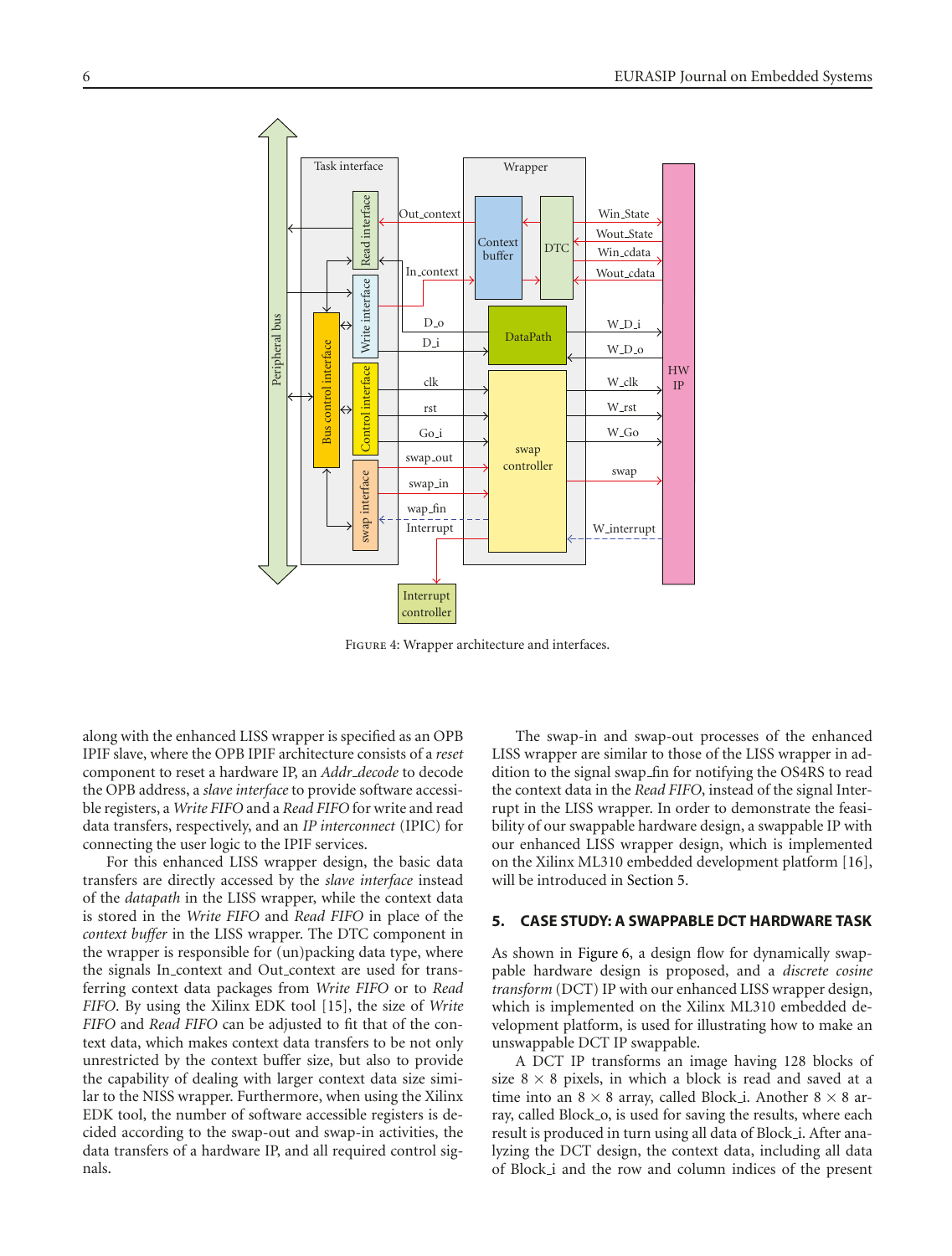FIGURE 4: Wrapper architecture and interfaces.

along with the enhanced LISS wrapper is specified as an OPB IPIF slave, where the OPB IPIF architecture consists of a *reset* component to reset a hardware IP, an *Addr_decode* to decode the OPB address, a *slave interface* to provide software accessible registers, a *Write FIFO* and a *Read FIFO* for write and read data transfers, respectively, and an *IP interconnect* (IPIC) for connecting the user logic to the IPIF services.

For this enhanced LISS wrapper design, the basic data transfers are directly accessed by the *slave interface* instead of the *datapath* in the LISS wrapper, while the context data is stored in the *Write FIFO* and *Read FIFO* in place of the *context buffer* in the LISS wrapper. The DTC component in the wrapper is responsible for (un)packing data type, where the signals In_context and Out_context are used for transferring context data packages from *Write FIFO* or to *Read FIFO*. By using the Xilinx EDK tool [15], the size of *Write FIFO* and *Read FIFO* can be adjusted to fit that of the context data, which makes context data transfers to be not only unrestricted by the context buffer size, but also to provide the capability of dealing with larger context data size similar to the NISS wrapper. Furthermore, when using the Xilinx EDK tool, the number of software accessible registers is decided according to the swap-out and swap-in activities, the data transfers of a hardware IP, and all required control signals.

The swap-in and swap-out processes of the enhanced LISS wrapper are similar to those of the LISS wrapper in addition to the signal swap_fin for notifying the OS4RS to read the context data in the *Read FIFO*, instead of the signal Interrupt in the LISS wrapper. In order to demonstrate the feasibility of our swappable hardware design, a swappable IP with our enhanced LISS wrapper design, which is implemented on the Xilinx ML310 embedded development platform [16], will be introduced in Section 5.

## 5. CASE STUDY: A SWAPPABLE DCT HARDWARE TASK

As shown in Figure 6, a design flow for dynamically swappable hardware design is proposed, and a *discrete cosine transform* (DCT) IP with our enhanced LISS wrapper design, which is implemented on the Xilinx ML310 embedded development platform, is used for illustrating how to make an unswappable DCT IP swappable.

A DCT IP transforms an image having 128 blocks of size $8 \times 8$ pixels, in which a block is read and saved at a time into an $8 \times 8$ array, called Block_i. Another $8 \times 8$ array, called Block_o, is used for saving the results, where each result is produced in turn using all data of Block_i. After analyzing the DCT design, the context data, including all data of Block_i and the row and column indices of the present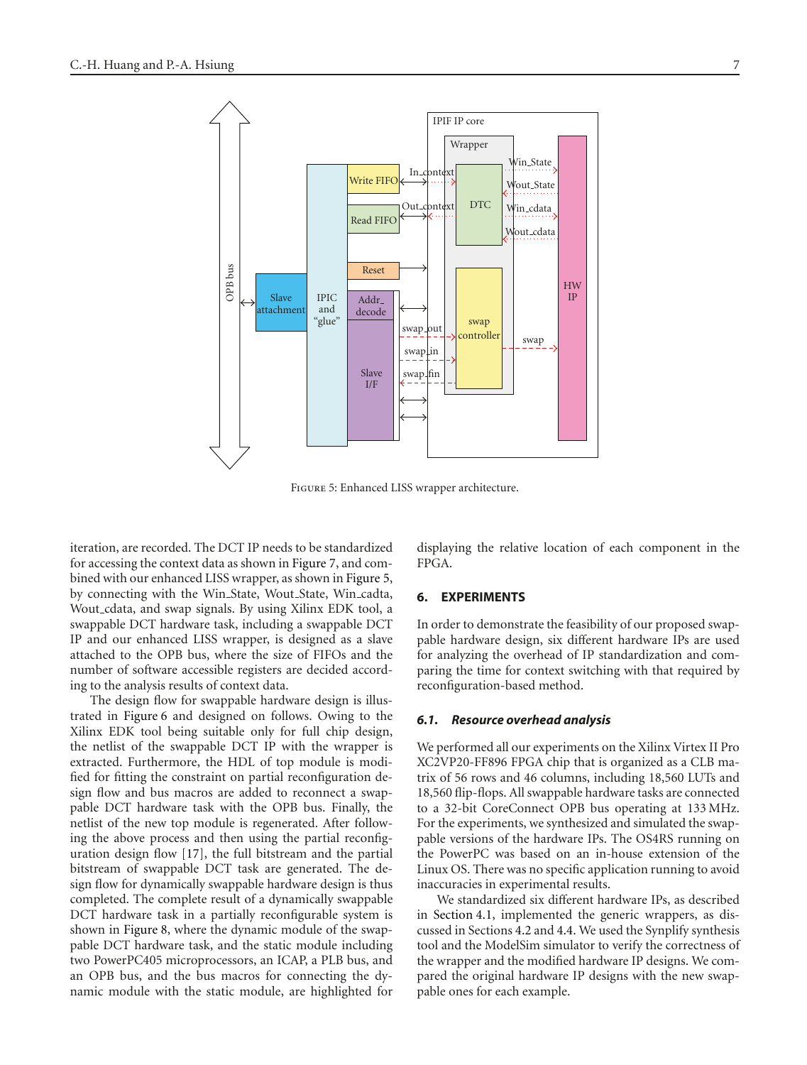Figure 5: Enhanced LISS wrapper architecture.

iteration, are recorded. The DCT IP needs to be standardized for accessing the context data as shown in Figure 7, and combined with our enhanced LISS wrapper, as shown in Figure 5, by connecting with the Win_State, Wout_State, Win_cadta, Wout_cdata, and swap signals. By using Xilinx EDK tool, a swappable DCT hardware task, including a swappable DCT IP and our enhanced LISS wrapper, is designed as a slave attached to the OPB bus, where the size of FIFOs and the number of software accessible registers are decided according to the analysis results of context data.

The design flow for swappable hardware design is illustrated in Figure 6 and designed on follows. Owing to the Xilinx EDK tool being suitable only for full chip design, the netlist of the swappable DCT IP with the wrapper is extracted. Furthermore, the HDL of top module is modified for fitting the constraint on partial reconfiguration design flow and bus macros are added to reconnect a swappable DCT hardware task with the OPB bus. Finally, the netlist of the new top module is regenerated. After following the above process and then using the partial reconfiguration design flow [17], the full bitstream and the partial bitstream of swappable DCT task are generated. The design flow for dynamically swappable hardware design is thus completed. The complete result of a dynamically swappable DCT hardware task in a partially reconfigurable system is shown in Figure 8, where the dynamic module of the swappable DCT hardware task, and the static module including two PowerPC405 microprocessors, an ICAP, a PLB bus, and an OPB bus, and the bus macros for connecting the dynamic module with the static module, are highlighted for displaying the relative location of each component in the FPGA.

## 6. EXPERIMENTS

In order to demonstrate the feasibility of our proposed swappable hardware design, six different hardware IPs are used for analyzing the overhead of IP standardization and comparing the time for context switching with that required by reconfiguration-based method.

### 6.1. Resource overhead analysis

We performed all our experiments on the Xilinx Virtex II Pro XC2VP20-FF896 FPGA chip that is organized as a CLB matrix of 56 rows and 46 columns, including 18,560 LUTs and 18,560 flip-flops. All swappable hardware tasks are connected to a 32-bit CoreConnect OPB bus operating at 133 MHz. For the experiments, we synthesized and simulated the swappable versions of the hardware IPs. The OS4RS running on the PowerPC was based on an in-house extension of the Linux OS. There was no specific application running to avoid inaccuracies in experimental results.

We standardized six different hardware IPs, as described in Section 4.1, implemented the generic wrappers, as discussed in Sections 4.2 and 4.4. We used the Synplify synthesis tool and the ModelSim simulator to verify the correctness of the wrapper and the modified hardware IP designs. We compared the original hardware IP designs with the new swappable ones for each example.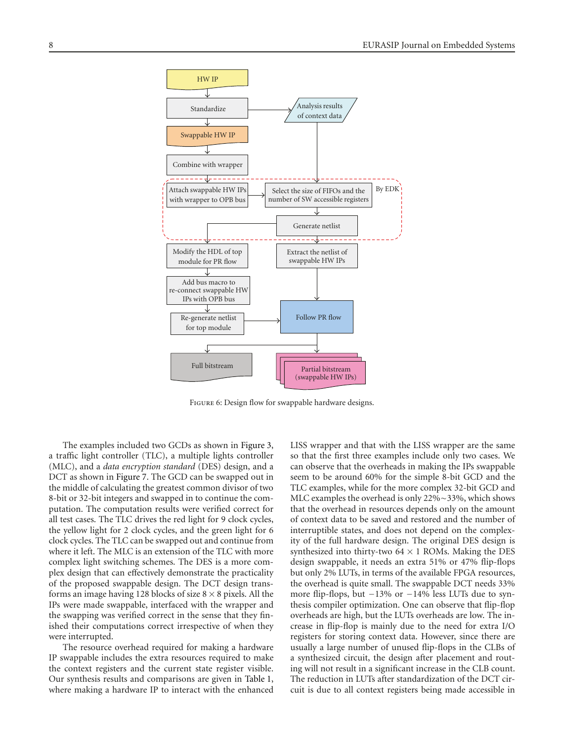Figure 6: Design flow for swappable hardware designs.

The examples included two GCDs as shown in Figure 3, a traffic light controller (TLC), a multiple lights controller (MLC), and a *data encryption standard* (DES) design, and a DCT as shown in Figure 7. The GCD can be swapped out in the middle of calculating the greatest common divisor of two 8-bit or 32-bit integers and swapped in to continue the computation. The computation results were verified correct for all test cases. The TLC drives the red light for 9 clock cycles, the yellow light for 2 clock cycles, and the green light for 6 clock cycles. The TLC can be swapped out and continue from where it left. The MLC is an extension of the TLC with more complex light switching schemes. The DES is a more complex design that can effectively demonstrate the practicality of the proposed swappable design. The DCT design transforms an image having 128 blocks of size $8 \times 8$ pixels. All the IPs were made swappable, interfaced with the wrapper and the swapping was verified correct in the sense that they finished their computations correct irrespective of when they were interrupted.

The resource overhead required for making a hardware IP swappable includes the extra resources required to make the context registers and the current state register visible. Our synthesis results and comparisons are given in Table 1, where making a hardware IP to interact with the enhanced LISS wrapper and that with the LISS wrapper are the same so that the first three examples include only two cases. We can observe that the overheads in making the IPs swappable seem to be around 60% for the simple 8-bit GCD and the TLC examples, while for the more complex 32-bit GCD and MLC examples the overhead is only 22%~33%, which shows that the overhead in resources depends only on the amount of context data to be saved and restored and the number of interruptible states, and does not depend on the complexity of the full hardware design. The original DES design is synthesized into thirty-two $64 \times 1$ ROMs. Making the DES design swappable, it needs an extra 51% or 47% flip-flops but only 2% LUTs, in terms of the available FPGA resources, the overhead is quite small. The swappable DCT needs 33% more flip-flops, but −13% or −14% less LUTs due to synthesis compiler optimization. One can observe that flip-flop overheads are high, but the LUTs overheads are low. The increase in flip-flop is mainly due to the need for extra I/O registers for storing context data. However, since there are usually a large number of unused flip-flops in the CLBs of a synthesized circuit, the design after placement and routing will not result in a significant increase in the CLB count. The reduction in LUTs after standardization of the DCT circuit is due to all context registers being made accessible in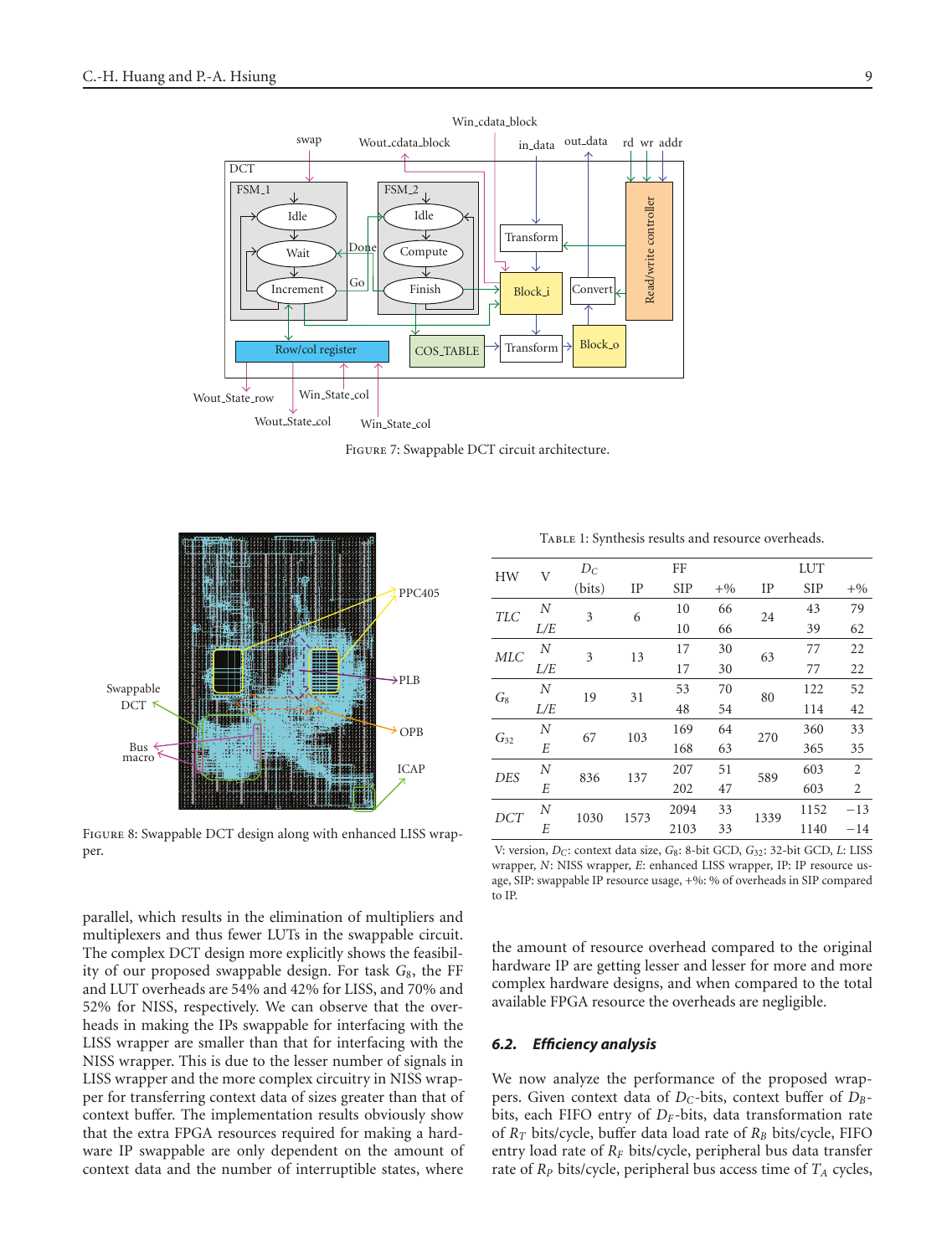FIGURE 7: Swappable DCT circuit architecture.

FIGURE 8: Swappable DCT design along with enhanced LISS wrapper.

TABLE 1: Synthesis results and resource overheads.

| HW | V | $D_C$ (bits) | FF IP | FF SIP | FF +% | LUT IP | LUT SIP | LUT +% |
|---|---|---|---|---|---|---|---|---|
| *TLC* | *N* | 3 | 6 | 10 | 66 | 24 | 43 | 79 |
| | *L/E* | | | 10 | 66 | | 39 | 62 |
| *MLC* | *N* | 3 | 13 | 17 | 30 | 63 | 77 | 22 |
| | *L/E* | | | 17 | 30 | | 77 | 22 |
| $G_8$ | *N* | 19 | 31 | 53 | 70 | 80 | 122 | 52 |
| | *L/E* | | | 48 | 54 | | 114 | 42 |
| $G_{32}$ | *N* | 67 | 103 | 169 | 64 | 270 | 360 | 33 |
| | *E* | | | 168 | 63 | | 365 | 35 |
| *DES* | *N* | 836 | 137 | 207 | 51 | 589 | 603 | 2 |
| | *E* | | | 202 | 47 | | 603 | 2 |
| *DCT* | *N* | 1030 | 1573 | 2094 | 33 | 1339 | 1152 | −13 |
| | *E* | | | 2103 | 33 | | 1140 | −14 |

V: version, $D_C$: context data size, $G_8$: 8-bit GCD, $G_{32}$: 32-bit GCD, *L*: LISS wrapper, *N*: NISS wrapper, *E*: enhanced LISS wrapper, IP: IP resource usage, SIP: swappable IP resource usage, +%: % of overheads in SIP compared to IP.

parallel, which results in the elimination of multipliers and multiplexers and thus fewer LUTs in the swappable circuit. The complex DCT design more explicitly shows the feasibility of our proposed swappable design. For task $G_8$, the FF and LUT overheads are 54% and 42% for LISS, and 70% and 52% for NISS, respectively. We can observe that the overheads in making the IPs swappable for interfacing with the LISS wrapper are smaller than that for interfacing with the NISS wrapper. This is due to the lesser number of signals in LISS wrapper and the more complex circuitry in NISS wrapper for transferring context data of sizes greater than that of context buffer. The implementation results obviously show that the extra FPGA resources required for making a hardware IP swappable are only dependent on the amount of context data and the number of interruptible states, where the amount of resource overhead compared to the original hardware IP are getting lesser and lesser for more and more complex hardware designs, and when compared to the total available FPGA resource the overheads are negligible.

### 6.2. *Efficiency analysis*

We now analyze the performance of the proposed wrappers. Given context data of $D_C$-bits, context buffer of $D_B$-bits, each FIFO entry of $D_F$-bits, data transformation rate of $R_T$ bits/cycle, buffer data load rate of $R_B$ bits/cycle, FIFO entry load rate of $R_F$ bits/cycle, peripheral bus data transfer rate of $R_P$ bits/cycle, peripheral bus access time of $T_A$ cycles,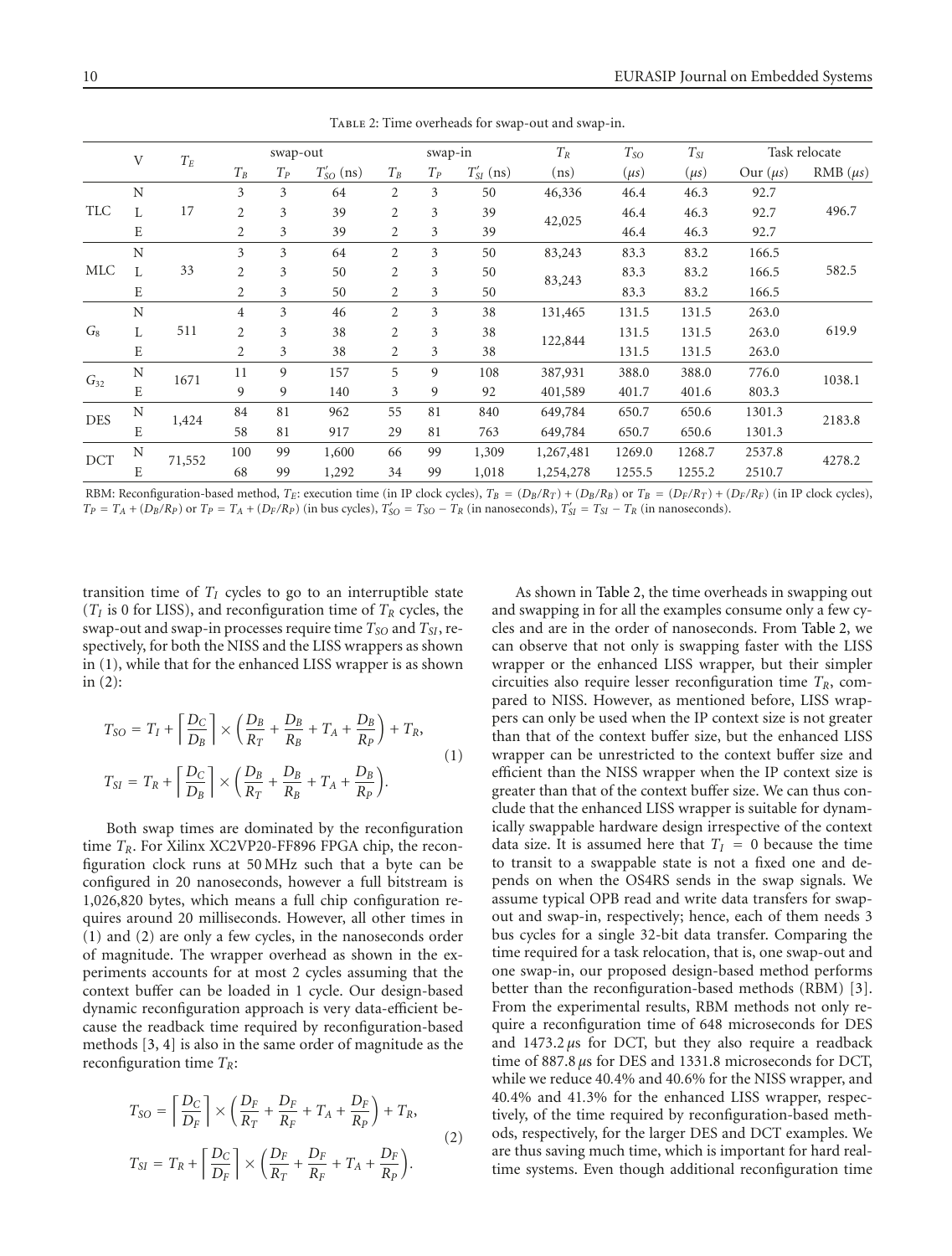Table 2: Time overheads for swap-out and swap-in.

| | V | $T_E$ | swap-out | | | swap-in | | | $T_R$ | $T_{SO}$ | $T_{SI}$ | Task relocate | |
|---|---|---|---|---|---|---|---|---|---|---|---|---|---|
| | | | $T_B$ | $T_P$ | $T'_{SO}$ (ns) | $T_B$ | $T_P$ | $T'_{SI}$ (ns) | (ns) | ($\mu s$) | ($\mu s$) | Our ($\mu s$) | RMB ($\mu s$) |
| TLC | N | 17 | 3 | 3 | 64 | 2 | 3 | 50 | 46,336 | 46.4 | 46.3 | 92.7 | 496.7 |
| | L | | 2 | 3 | 39 | 2 | 3 | 39 | 42,025 | 46.4 | 46.3 | 92.7 | |
| | E | | 2 | 3 | 39 | 2 | 3 | 39 | | 46.4 | 46.3 | 92.7 | |
| MLC | N | 33 | 3 | 3 | 64 | 2 | 3 | 50 | 83,243 | 83.3 | 83.2 | 166.5 | 582.5 |
| | L | | 2 | 3 | 50 | 2 | 3 | 50 | 83,243 | 83.3 | 83.2 | 166.5 | |
| | E | | 2 | 3 | 50 | 2 | 3 | 50 | | 83.3 | 83.2 | 166.5 | |
| $G_8$ | N | 511 | 4 | 3 | 46 | 2 | 3 | 38 | 131,465 | 131.5 | 131.5 | 263.0 | 619.9 |
| | L | | 2 | 3 | 38 | 2 | 3 | 38 | 122,844 | 131.5 | 131.5 | 263.0 | |
| | E | | 2 | 3 | 38 | 2 | 3 | 38 | | 131.5 | 131.5 | 263.0 | |
| $G_{32}$ | N | 1671 | 11 | 9 | 157 | 5 | 9 | 108 | 387,931 | 388.0 | 388.0 | 776.0 | 1038.1 |
| | E | | 9 | 9 | 140 | 3 | 9 | 92 | 401,589 | 401.7 | 401.6 | 803.3 | |
| DES | N | 1,424 | 84 | 81 | 962 | 55 | 81 | 840 | 649,784 | 650.7 | 650.6 | 1301.3 | 2183.8 |
| | E | | 58 | 81 | 917 | 29 | 81 | 763 | 649,784 | 650.7 | 650.6 | 1301.3 | |
| DCT | N | 71,552 | 100 | 99 | 1,600 | 66 | 99 | 1,309 | 1,267,481 | 1269.0 | 1268.7 | 2537.8 | 4278.2 |
| | E | | 68 | 99 | 1,292 | 34 | 99 | 1,018 | 1,254,278 | 1255.5 | 1255.2 | 2510.7 | |

RBM: Reconfiguration-based method, $T_E$: execution time (in IP clock cycles), $T_B = (D_B/R_T) + (D_B/R_B)$ or $T_B = (D_F/R_T) + (D_F/R_F)$ (in IP clock cycles), $T_P = T_A + (D_B/R_P)$ or $T_P = T_A + (D_F/R_P)$ (in bus cycles), $T'_{SO} = T_{SO} - T_R$ (in nanoseconds), $T'_{SI} = T_{SI} - T_R$ (in nanoseconds).

transition time of $T_I$ cycles to go to an interruptible state ($T_I$ is 0 for LISS), and reconfiguration time of $T_R$ cycles, the swap-out and swap-in processes require time $T_{SO}$ and $T_{SI}$, respectively, for both the NISS and the LISS wrappers as shown in (1), while that for the enhanced LISS wrapper is as shown in (2):

$$T_{SO} = T_I + \left\lceil \frac{D_C}{D_B} \right\rceil \times \left( \frac{D_B}{R_T} + \frac{D_B}{R_B} + T_A + \frac{D_B}{R_P} \right) + T_R,$$
$$T_{SI} = T_R + \left\lceil \frac{D_C}{D_B} \right\rceil \times \left( \frac{D_B}{R_T} + \frac{D_B}{R_B} + T_A + \frac{D_B}{R_P} \right). \quad (1)$$

Both swap times are dominated by the reconfiguration time $T_R$. For Xilinx XC2VP20-FF896 FPGA chip, the reconfiguration clock runs at 50 MHz such that a byte can be configured in 20 nanoseconds, however a full bitstream is 1,026,820 bytes, which means a full chip configuration requires around 20 milliseconds. However, all other times in (1) and (2) are only a few cycles, in the nanoseconds order of magnitude. The wrapper overhead as shown in the experiments accounts for at most 2 cycles assuming that the context buffer can be loaded in 1 cycle. Our design-based dynamic reconfiguration approach is very data-efficient because the readback time required by reconfiguration-based methods [3, 4] is also in the same order of magnitude as the reconfiguration time $T_R$:

$$T_{SO} = \left\lceil \frac{D_C}{D_F} \right\rceil \times \left( \frac{D_F}{R_T} + \frac{D_F}{R_F} + T_A + \frac{D_F}{R_P} \right) + T_R,$$
$$T_{SI} = T_R + \left\lceil \frac{D_C}{D_F} \right\rceil \times \left( \frac{D_F}{R_T} + \frac{D_F}{R_F} + T_A + \frac{D_F}{R_P} \right). \quad (2)$$

As shown in Table 2, the time overheads in swapping out and swapping in for all the examples consume only a few cycles and are in the order of nanoseconds. From Table 2, we can observe that not only is swapping faster with the LISS wrapper or the enhanced LISS wrapper, but their simpler circuities also require lesser reconfiguration time $T_R$, compared to NISS. However, as mentioned before, LISS wrappers can only be used when the IP context size is not greater than that of the context buffer size, but the enhanced LISS wrapper can be unrestricted to the context buffer size and efficient than the NISS wrapper when the IP context size is greater than that of the context buffer size. We can thus conclude that the enhanced LISS wrapper is suitable for dynamically swappable hardware design irrespective of the context data size. It is assumed here that $T_I = 0$ because the time to transit to a swappable state is not a fixed one and depends on when the OS4RS sends in the swap signals. We assume typical OPB read and write data transfers for swap-out and swap-in, respectively; hence, each of them needs 3 bus cycles for a single 32-bit data transfer. Comparing the time required for a task relocation, that is, one swap-out and one swap-in, our proposed design-based method performs better than the reconfiguration-based methods (RBM) [3]. From the experimental results, RBM methods not only require a reconfiguration time of 648 microseconds for DES and 1473.2 $\mu$s for DCT, but they also require a readback time of 887.8 $\mu$s for DES and 1331.8 microseconds for DCT, while we reduce 40.4% and 40.6% for the NISS wrapper, and 40.4% and 41.3% for the enhanced LISS wrapper, respectively, of the time required by reconfiguration-based methods, respectively, for the larger DES and DCT examples. We are thus saving much time, which is important for hard real-time systems. Even though additional reconfiguration time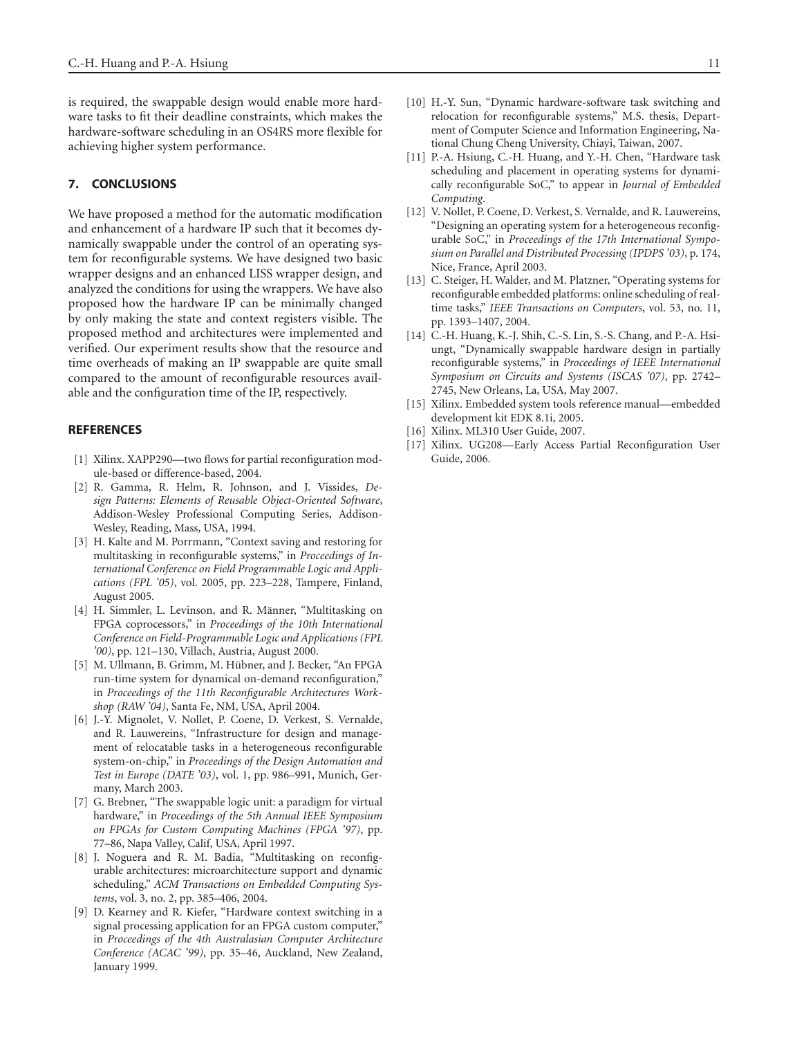is required, the swappable design would enable more hardware tasks to fit their deadline constraints, which makes the hardware-software scheduling in an OS4RS more flexible for achieving higher system performance.

## 7. CONCLUSIONS

We have proposed a method for the automatic modification and enhancement of a hardware IP such that it becomes dynamically swappable under the control of an operating system for reconfigurable systems. We have designed two basic wrapper designs and an enhanced LISS wrapper design, and analyzed the conditions for using the wrappers. We have also proposed how the hardware IP can be minimally changed by only making the state and context registers visible. The proposed method and architectures were implemented and verified. Our experiment results show that the resource and time overheads of making an IP swappable are quite small compared to the amount of reconfigurable resources available and the configuration time of the IP, respectively.

## REFERENCES

[1] Xilinx. XAPP290—two flows for partial reconfiguration module-based or difference-based, 2004.

[2] R. Gamma, R. Helm, R. Johnson, and J. Vissides, *Design Patterns: Elements of Reusable Object-Oriented Software*, Addison-Wesley Professional Computing Series, Addison-Wesley, Reading, Mass, USA, 1994.

[3] H. Kalte and M. Porrmann, "Context saving and restoring for multitasking in reconfigurable systems," in *Proceedings of International Conference on Field Programmable Logic and Applications (FPL '05)*, vol. 2005, pp. 223–228, Tampere, Finland, August 2005.

[4] H. Simmler, L. Levinson, and R. Männer, "Multitasking on FPGA coprocessors," in *Proceedings of the 10th International Conference on Field-Programmable Logic and Applications (FPL '00)*, pp. 121–130, Villach, Austria, August 2000.

[5] M. Ullmann, B. Grimm, M. Hübner, and J. Becker, "An FPGA run-time system for dynamical on-demand reconfiguration," in *Proceedings of the 11th Reconfigurable Architectures Workshop (RAW '04)*, Santa Fe, NM, USA, April 2004.

[6] J.-Y. Mignolet, V. Nollet, P. Coene, D. Verkest, S. Vernalde, and R. Lauwereins, "Infrastructure for design and management of relocatable tasks in a heterogeneous reconfigurable system-on-chip," in *Proceedings of the Design Automation and Test in Europe (DATE '03)*, vol. 1, pp. 986–991, Munich, Germany, March 2003.

[7] G. Brebner, "The swappable logic unit: a paradigm for virtual hardware," in *Proceedings of the 5th Annual IEEE Symposium on FPGAs for Custom Computing Machines (FPGA '97)*, pp. 77–86, Napa Valley, Calif, USA, April 1997.

[8] J. Noguera and R. M. Badia, "Multitasking on reconfigurable architectures: microarchitecture support and dynamic scheduling," *ACM Transactions on Embedded Computing Systems*, vol. 3, no. 2, pp. 385–406, 2004.

[9] D. Kearney and R. Kiefer, "Hardware context switching in a signal processing application for an FPGA custom computer," in *Proceedings of the 4th Australasian Computer Architecture Conference (ACAC '99)*, pp. 35–46, Auckland, New Zealand, January 1999.

[10] H.-Y. Sun, "Dynamic hardware-software task switching and relocation for reconfigurable systems," M.S. thesis, Department of Computer Science and Information Engineering, National Chung Cheng University, Chiayi, Taiwan, 2007.

[11] P.-A. Hsiung, C.-H. Huang, and Y.-H. Chen, "Hardware task scheduling and placement in operating systems for dynamically reconfigurable SoC," to appear in *Journal of Embedded Computing*.

[12] V. Nollet, P. Coene, D. Verkest, S. Vernalde, and R. Lauwereins, "Designing an operating system for a heterogeneous reconfigurable SoC," in *Proceedings of the 17th International Symposium on Parallel and Distributed Processing (IPDPS '03)*, p. 174, Nice, France, April 2003.

[13] C. Steiger, H. Walder, and M. Platzner, "Operating systems for reconfigurable embedded platforms: online scheduling of real-time tasks," *IEEE Transactions on Computers*, vol. 53, no. 11, pp. 1393–1407, 2004.

[14] C.-H. Huang, K.-J. Shih, C.-S. Lin, S.-S. Chang, and P.-A. Hsiungt, "Dynamically swappable hardware design in partially reconfigurable systems," in *Proceedings of IEEE International Symposium on Circuits and Systems (ISCAS '07)*, pp. 2742–2745, New Orleans, La, USA, May 2007.

[15] Xilinx. Embedded system tools reference manual—embedded development kit EDK 8.1i, 2005.

[16] Xilinx. ML310 User Guide, 2007.

[17] Xilinx. UG208—Early Access Partial Reconfiguration User Guide, 2006.